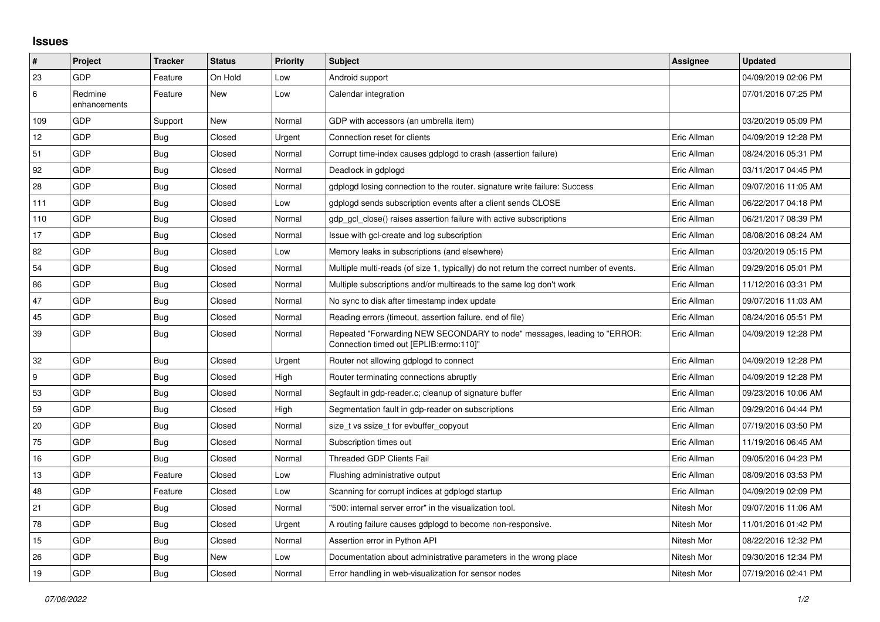# Issues

| # | Project | Tracker | Status | Priority | Subject | Assignee | Updated |
|---|---|---|---|---|---|---|---|
| 23 | GDP | Feature | On Hold | Low | Android support | | 04/09/2019 02:06 PM |
| 6 | Redmine enhancements | Feature | New | Low | Calendar integration | | 07/01/2016 07:25 PM |
| 109 | GDP | Support | New | Normal | GDP with accessors (an umbrella item) | | 03/20/2019 05:09 PM |
| 12 | GDP | Bug | Closed | Urgent | Connection reset for clients | Eric Allman | 04/09/2019 12:28 PM |
| 51 | GDP | Bug | Closed | Normal | Corrupt time-index causes gdplogd to crash (assertion failure) | Eric Allman | 08/24/2016 05:31 PM |
| 92 | GDP | Bug | Closed | Normal | Deadlock in gdplogd | Eric Allman | 03/11/2017 04:45 PM |
| 28 | GDP | Bug | Closed | Normal | gdplogd losing connection to the router. signature write failure: Success | Eric Allman | 09/07/2016 11:05 AM |
| 111 | GDP | Bug | Closed | Low | gdplogd sends subscription events after a client sends CLOSE | Eric Allman | 06/22/2017 04:18 PM |
| 110 | GDP | Bug | Closed | Normal | gdp_gcl_close() raises assertion failure with active subscriptions | Eric Allman | 06/21/2017 08:39 PM |
| 17 | GDP | Bug | Closed | Normal | Issue with gcl-create and log subscription | Eric Allman | 08/08/2016 08:24 AM |
| 82 | GDP | Bug | Closed | Low | Memory leaks in subscriptions (and elsewhere) | Eric Allman | 03/20/2019 05:15 PM |
| 54 | GDP | Bug | Closed | Normal | Multiple multi-reads (of size 1, typically) do not return the correct number of events. | Eric Allman | 09/29/2016 05:01 PM |
| 86 | GDP | Bug | Closed | Normal | Multiple subscriptions and/or multireads to the same log don't work | Eric Allman | 11/12/2016 03:31 PM |
| 47 | GDP | Bug | Closed | Normal | No sync to disk after timestamp index update | Eric Allman | 09/07/2016 11:03 AM |
| 45 | GDP | Bug | Closed | Normal | Reading errors (timeout, assertion failure, end of file) | Eric Allman | 08/24/2016 05:51 PM |
| 39 | GDP | Bug | Closed | Normal | Repeated "Forwarding NEW SECONDARY to node" messages, leading to "ERROR: Connection timed out [EPLIB:errno:110]" | Eric Allman | 04/09/2019 12:28 PM |
| 32 | GDP | Bug | Closed | Urgent | Router not allowing gdplogd to connect | Eric Allman | 04/09/2019 12:28 PM |
| 9 | GDP | Bug | Closed | High | Router terminating connections abruptly | Eric Allman | 04/09/2019 12:28 PM |
| 53 | GDP | Bug | Closed | Normal | Segfault in gdp-reader.c; cleanup of signature buffer | Eric Allman | 09/23/2016 10:06 AM |
| 59 | GDP | Bug | Closed | High | Segmentation fault in gdp-reader on subscriptions | Eric Allman | 09/29/2016 04:44 PM |
| 20 | GDP | Bug | Closed | Normal | size_t vs ssize_t for evbuffer_copyout | Eric Allman | 07/19/2016 03:50 PM |
| 75 | GDP | Bug | Closed | Normal | Subscription times out | Eric Allman | 11/19/2016 06:45 AM |
| 16 | GDP | Bug | Closed | Normal | Threaded GDP Clients Fail | Eric Allman | 09/05/2016 04:23 PM |
| 13 | GDP | Feature | Closed | Low | Flushing administrative output | Eric Allman | 08/09/2016 03:53 PM |
| 48 | GDP | Feature | Closed | Low | Scanning for corrupt indices at gdplogd startup | Eric Allman | 04/09/2019 02:09 PM |
| 21 | GDP | Bug | Closed | Normal | "500: internal server error" in the visualization tool. | Nitesh Mor | 09/07/2016 11:06 AM |
| 78 | GDP | Bug | Closed | Urgent | A routing failure causes gdplogd to become non-responsive. | Nitesh Mor | 11/01/2016 01:42 PM |
| 15 | GDP | Bug | Closed | Normal | Assertion error in Python API | Nitesh Mor | 08/22/2016 12:32 PM |
| 26 | GDP | Bug | New | Low | Documentation about administrative parameters in the wrong place | Nitesh Mor | 09/30/2016 12:34 PM |
| 19 | GDP | Bug | Closed | Normal | Error handling in web-visualization for sensor nodes | Nitesh Mor | 07/19/2016 02:41 PM |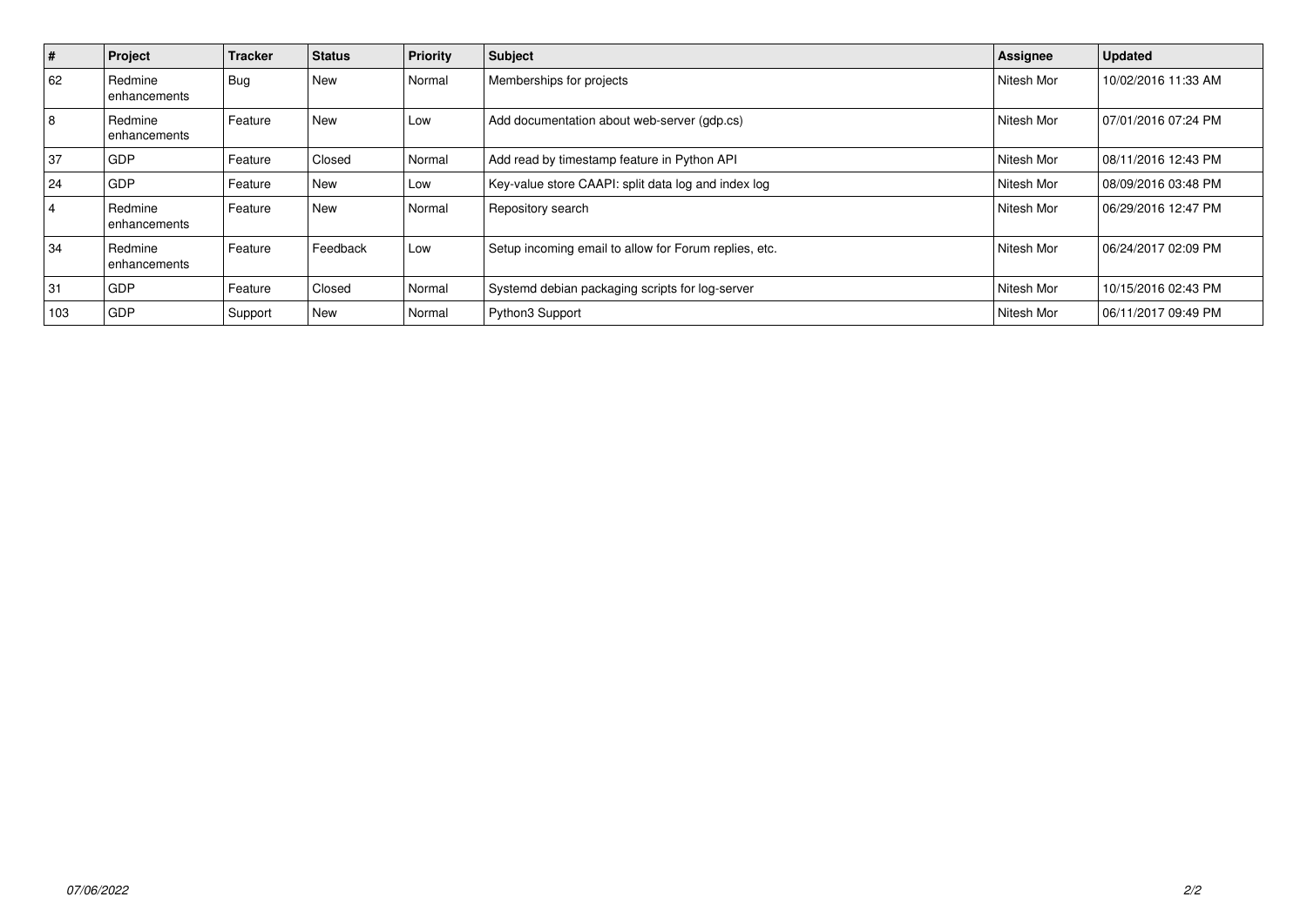| # | Project | Tracker | Status | Priority | Subject | Assignee | Updated |
|---|---|---|---|---|---|---|---|
| 62 | Redmine enhancements | Bug | New | Normal | Memberships for projects | Nitesh Mor | 10/02/2016 11:33 AM |
| 8 | Redmine enhancements | Feature | New | Low | Add documentation about web-server (gdp.cs) | Nitesh Mor | 07/01/2016 07:24 PM |
| 37 | GDP | Feature | Closed | Normal | Add read by timestamp feature in Python API | Nitesh Mor | 08/11/2016 12:43 PM |
| 24 | GDP | Feature | New | Low | Key-value store CAAPI: split data log and index log | Nitesh Mor | 08/09/2016 03:48 PM |
| 4 | Redmine enhancements | Feature | New | Normal | Repository search | Nitesh Mor | 06/29/2016 12:47 PM |
| 34 | Redmine enhancements | Feature | Feedback | Low | Setup incoming email to allow for Forum replies, etc. | Nitesh Mor | 06/24/2017 02:09 PM |
| 31 | GDP | Feature | Closed | Normal | Systemd debian packaging scripts for log-server | Nitesh Mor | 10/15/2016 02:43 PM |
| 103 | GDP | Support | New | Normal | Python3 Support | Nitesh Mor | 06/11/2017 09:49 PM |

*07/06/2022*